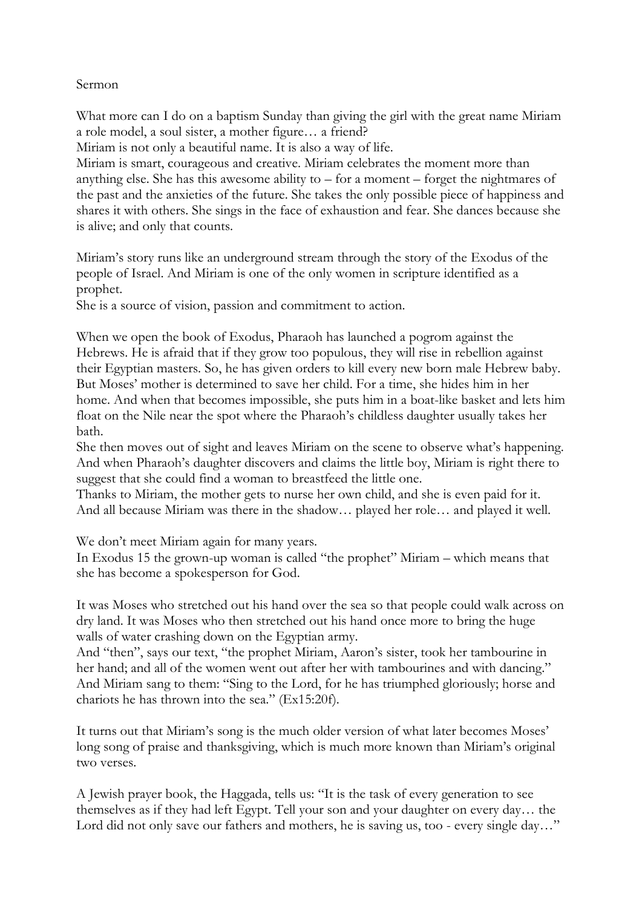Sermon

What more can I do on a baptism Sunday than giving the girl with the great name Miriam a role model, a soul sister, a mother figure… a friend?
Miriam is not only a beautiful name. It is also a way of life.
Miriam is smart, courageous and creative. Miriam celebrates the moment more than anything else. She has this awesome ability to – for a moment – forget the nightmares of the past and the anxieties of the future. She takes the only possible piece of happiness and shares it with others. She sings in the face of exhaustion and fear. She dances because she is alive; and only that counts.

Miriam's story runs like an underground stream through the story of the Exodus of the people of Israel. And Miriam is one of the only women in scripture identified as a prophet.
She is a source of vision, passion and commitment to action.

When we open the book of Exodus, Pharaoh has launched a pogrom against the Hebrews. He is afraid that if they grow too populous, they will rise in rebellion against their Egyptian masters. So, he has given orders to kill every new born male Hebrew baby. But Moses' mother is determined to save her child. For a time, she hides him in her home. And when that becomes impossible, she puts him in a boat-like basket and lets him float on the Nile near the spot where the Pharaoh's childless daughter usually takes her bath.
She then moves out of sight and leaves Miriam on the scene to observe what's happening. And when Pharaoh's daughter discovers and claims the little boy, Miriam is right there to suggest that she could find a woman to breastfeed the little one.
Thanks to Miriam, the mother gets to nurse her own child, and she is even paid for it. And all because Miriam was there in the shadow… played her role… and played it well.

We don't meet Miriam again for many years.
In Exodus 15 the grown-up woman is called "the prophet" Miriam – which means that she has become a spokesperson for God.

It was Moses who stretched out his hand over the sea so that people could walk across on dry land. It was Moses who then stretched out his hand once more to bring the huge walls of water crashing down on the Egyptian army.
And "then", says our text, "the prophet Miriam, Aaron's sister, took her tambourine in her hand; and all of the women went out after her with tambourines and with dancing." And Miriam sang to them: "Sing to the Lord, for he has triumphed gloriously; horse and chariots he has thrown into the sea." (Ex15:20f).

It turns out that Miriam's song is the much older version of what later becomes Moses' long song of praise and thanksgiving, which is much more known than Miriam's original two verses.

A Jewish prayer book, the Haggada, tells us: "It is the task of every generation to see themselves as if they had left Egypt. Tell your son and your daughter on every day… the Lord did not only save our fathers and mothers, he is saving us, too - every single day…"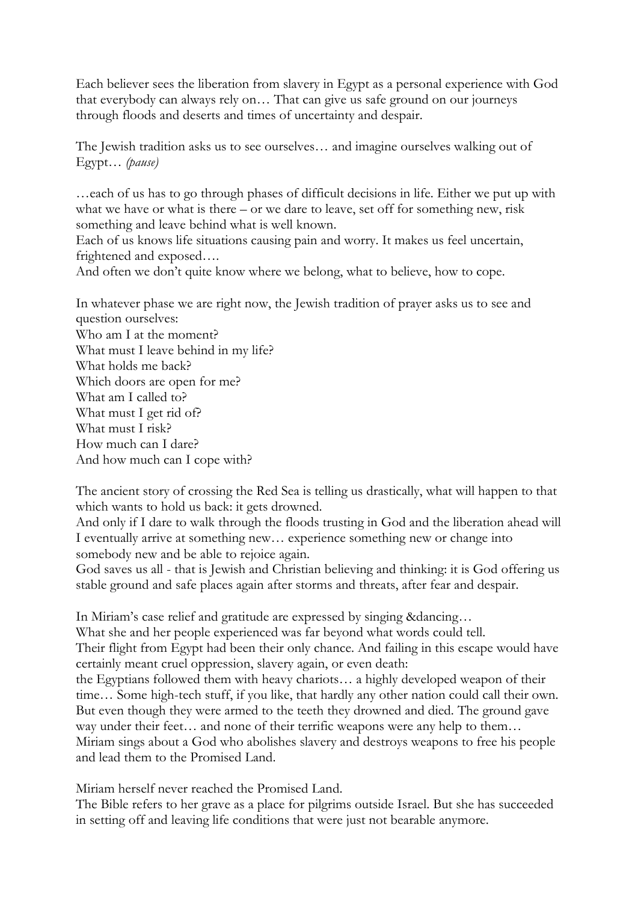Each believer sees the liberation from slavery in Egypt as a personal experience with God that everybody can always rely on… That can give us safe ground on our journeys through floods and deserts and times of uncertainty and despair.

The Jewish tradition asks us to see ourselves… and imagine ourselves walking out of Egypt… *(pause)*

…each of us has to go through phases of difficult decisions in life. Either we put up with what we have or what is there – or we dare to leave, set off for something new, risk something and leave behind what is well known.
Each of us knows life situations causing pain and worry. It makes us feel uncertain, frightened and exposed….
And often we don't quite know where we belong, what to believe, how to cope.

In whatever phase we are right now, the Jewish tradition of prayer asks us to see and question ourselves:
Who am I at the moment?
What must I leave behind in my life?
What holds me back?
Which doors are open for me?
What am I called to?
What must I get rid of?
What must I risk?
How much can I dare?
And how much can I cope with?

The ancient story of crossing the Red Sea is telling us drastically, what will happen to that which wants to hold us back: it gets drowned.
And only if I dare to walk through the floods trusting in God and the liberation ahead will I eventually arrive at something new… experience something new or change into somebody new and be able to rejoice again.
God saves us all - that is Jewish and Christian believing and thinking: it is God offering us stable ground and safe places again after storms and threats, after fear and despair.

In Miriam's case relief and gratitude are expressed by singing &dancing…
What she and her people experienced was far beyond what words could tell.
Their flight from Egypt had been their only chance. And failing in this escape would have certainly meant cruel oppression, slavery again, or even death:
the Egyptians followed them with heavy chariots… a highly developed weapon of their time… Some high-tech stuff, if you like, that hardly any other nation could call their own. But even though they were armed to the teeth they drowned and died. The ground gave way under their feet… and none of their terrific weapons were any help to them…
Miriam sings about a God who abolishes slavery and destroys weapons to free his people and lead them to the Promised Land.

Miriam herself never reached the Promised Land.
The Bible refers to her grave as a place for pilgrims outside Israel. But she has succeeded in setting off and leaving life conditions that were just not bearable anymore.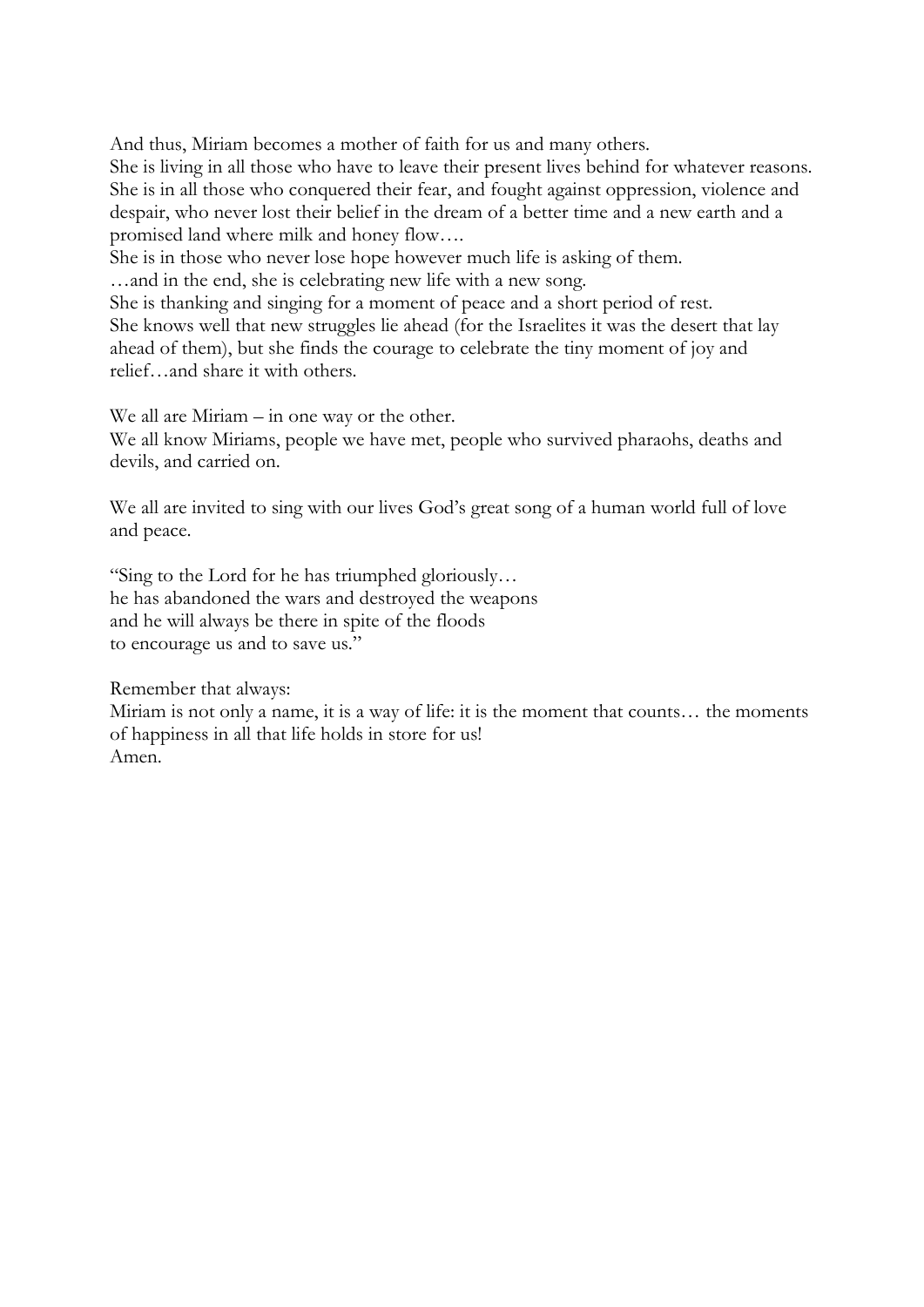And thus, Miriam becomes a mother of faith for us and many others.
She is living in all those who have to leave their present lives behind for whatever reasons.
She is in all those who conquered their fear, and fought against oppression, violence and despair, who never lost their belief in the dream of a better time and a new earth and a promised land where milk and honey flow….
She is in those who never lose hope however much life is asking of them.
…and in the end, she is celebrating new life with a new song.
She is thanking and singing for a moment of peace and a short period of rest.
She knows well that new struggles lie ahead (for the Israelites it was the desert that lay ahead of them), but she finds the courage to celebrate the tiny moment of joy and relief…and share it with others.

We all are Miriam – in one way or the other.
We all know Miriams, people we have met, people who survived pharaohs, deaths and devils, and carried on.

We all are invited to sing with our lives God's great song of a human world full of love and peace.

"Sing to the Lord for he has triumphed gloriously…
he has abandoned the wars and destroyed the weapons
and he will always be there in spite of the floods
to encourage us and to save us."

Remember that always:
Miriam is not only a name, it is a way of life: it is the moment that counts… the moments of happiness in all that life holds in store for us!
Amen.